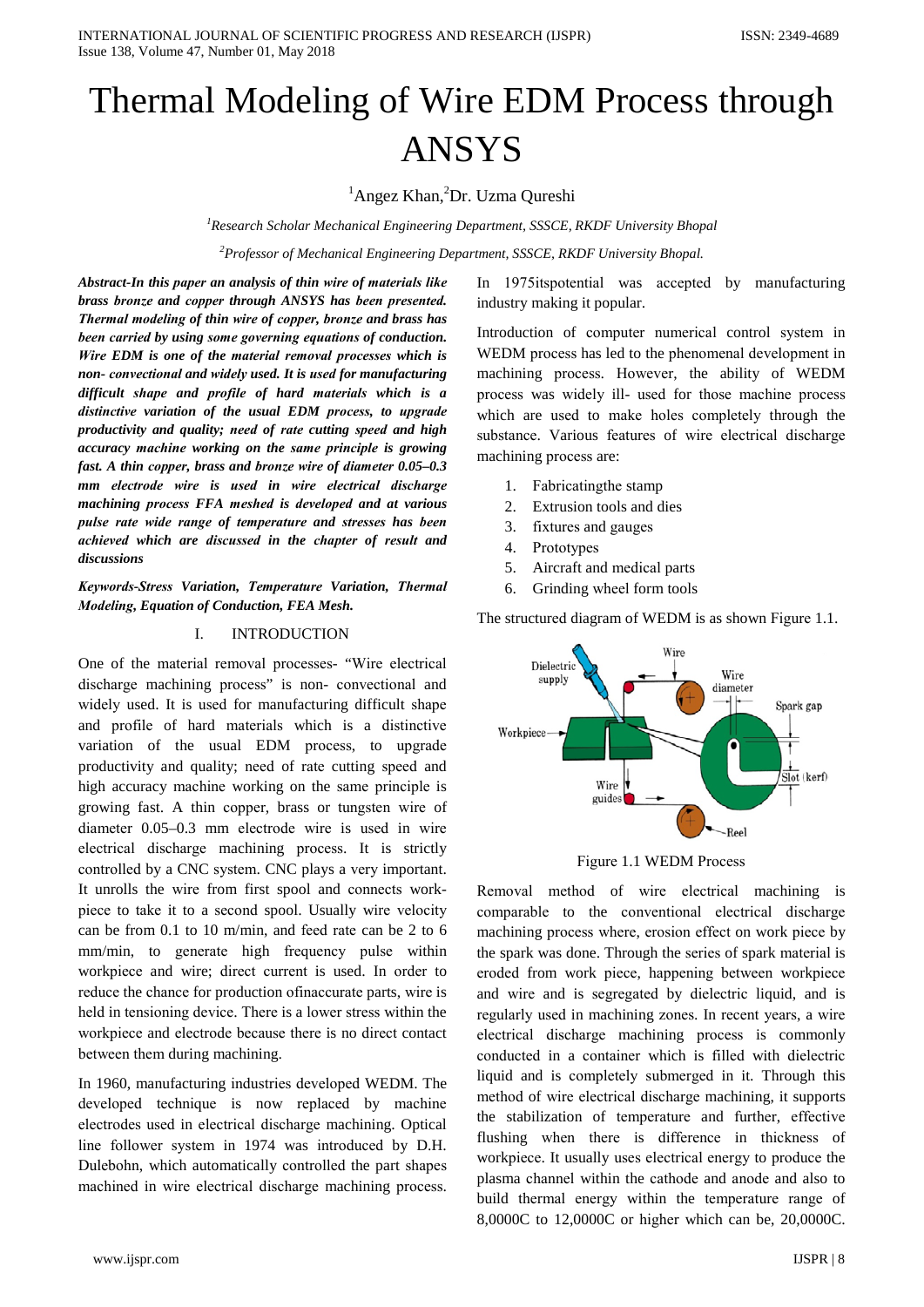# Thermal Modeling of Wire EDM Process through ANSYS

[1]Angez Khan, [2]Dr. Uzma Qureshi

[1]*Research Scholar Mechanical Engineering Department, SSSCE, RKDF University Bhopal*

[2]*Professor of Mechanical Engineering Department, SSSCE, RKDF University Bhopal.*

***Abstract-In this paper an analysis of thin wire of materials like brass bronze and copper through ANSYS has been presented. Thermal modeling of thin wire of copper, bronze and brass has been carried by using some governing equations of conduction. Wire EDM is one of the material removal processes which is non- convectional and widely used. It is used for manufacturing difficult shape and profile of hard materials which is a distinctive variation of the usual EDM process, to upgrade productivity and quality; need of rate cutting speed and high accuracy machine working on the same principle is growing fast. A thin copper, brass and bronze wire of diameter 0.05–0.3 mm electrode wire is used in wire electrical discharge machining process FFA meshed is developed and at various pulse rate wide range of temperature and stresses has been achieved which are discussed in the chapter of result and discussions***

***Keywords-Stress Variation, Temperature Variation, Thermal Modeling, Equation of Conduction, FEA Mesh.***

## I. INTRODUCTION

One of the material removal processes- "Wire electrical discharge machining process" is non- convectional and widely used. It is used for manufacturing difficult shape and profile of hard materials which is a distinctive variation of the usual EDM process, to upgrade productivity and quality; need of rate cutting speed and high accuracy machine working on the same principle is growing fast. A thin copper, brass or tungsten wire of diameter 0.05–0.3 mm electrode wire is used in wire electrical discharge machining process. It is strictly controlled by a CNC system. CNC plays a very important. It unrolls the wire from first spool and connects work- piece to take it to a second spool. Usually wire velocity can be from 0.1 to 10 m/min, and feed rate can be 2 to 6 mm/min, to generate high frequency pulse within workpiece and wire; direct current is used. In order to reduce the chance for production ofinaccurate parts, wire is held in tensioning device. There is a lower stress within the workpiece and electrode because there is no direct contact between them during machining.

In 1960, manufacturing industries developed WEDM. The developed technique is now replaced by machine electrodes used in electrical discharge machining. Optical line follower system in 1974 was introduced by D.H. Dulebohn, which automatically controlled the part shapes machined in wire electrical discharge machining process. In 1975itspotential was accepted by manufacturing industry making it popular.

Introduction of computer numerical control system in WEDM process has led to the phenomenal development in machining process. However, the ability of WEDM process was widely ill- used for those machine process which are used to make holes completely through the substance. Various features of wire electrical discharge machining process are:

1. Fabricatingthe stamp
2. Extrusion tools and dies
3. fixtures and gauges
4. Prototypes
5. Aircraft and medical parts
6. Grinding wheel form tools

The structured diagram of WEDM is as shown Figure 1.1.

Figure 1.1 WEDM Process

Removal method of wire electrical machining is comparable to the conventional electrical discharge machining process where, erosion effect on work piece by the spark was done. Through the series of spark material is eroded from work piece, happening between workpiece and wire and is segregated by dielectric liquid, and is regularly used in machining zones. In recent years, a wire electrical discharge machining process is commonly conducted in a container which is filled with dielectric liquid and is completely submerged in it. Through this method of wire electrical discharge machining, it supports the stabilization of temperature and further, effective flushing when there is difference in thickness of workpiece. It usually uses electrical energy to produce the plasma channel within the cathode and anode and also to build thermal energy within the temperature range of 8,0000C to 12,0000C or higher which can be, 20,0000C.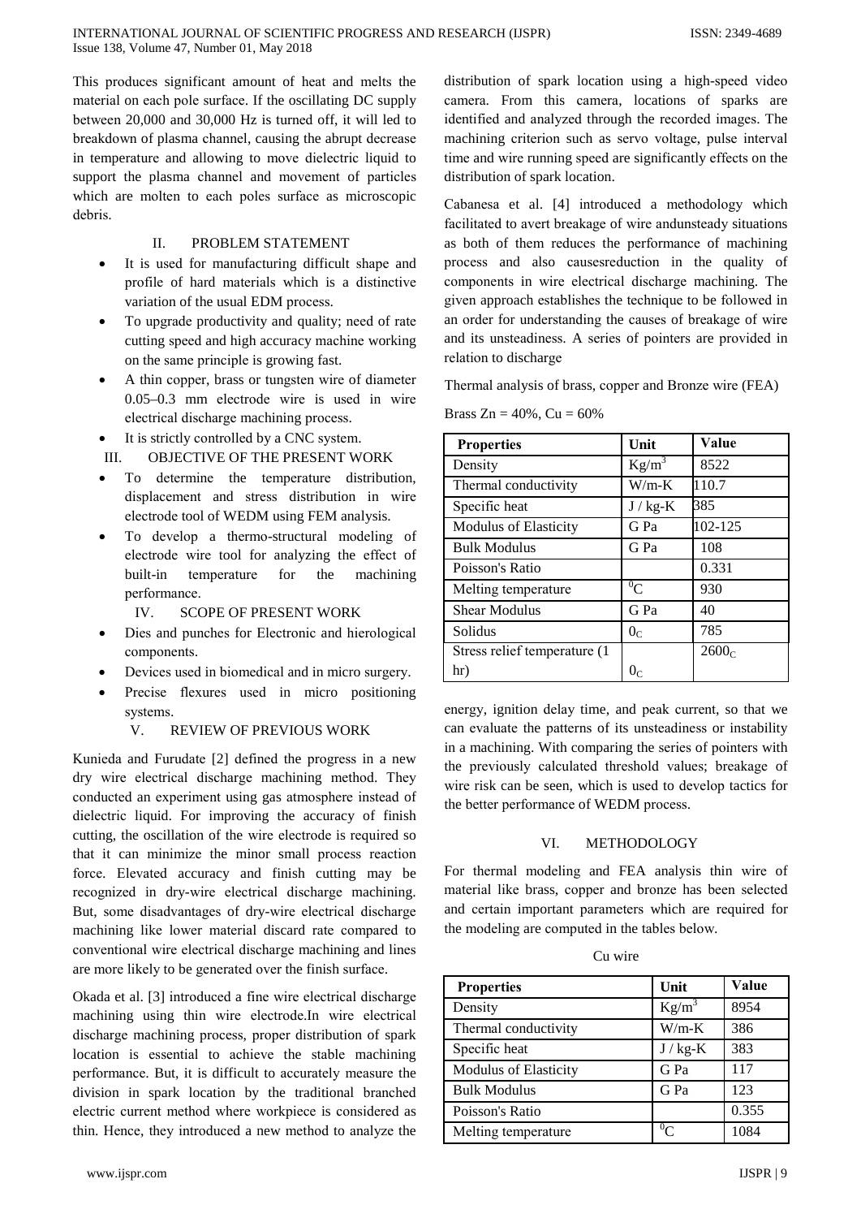This produces significant amount of heat and melts the material on each pole surface. If the oscillating DC supply between 20,000 and 30,000 Hz is turned off, it will led to breakdown of plasma channel, causing the abrupt decrease in temperature and allowing to move dielectric liquid to support the plasma channel and movement of particles which are molten to each poles surface as microscopic debris.

## II. PROBLEM STATEMENT

- It is used for manufacturing difficult shape and profile of hard materials which is a distinctive variation of the usual EDM process.
- To upgrade productivity and quality; need of rate cutting speed and high accuracy machine working on the same principle is growing fast.
- A thin copper, brass or tungsten wire of diameter 0.05–0.3 mm electrode wire is used in wire electrical discharge machining process.
- It is strictly controlled by a CNC system.

## III. OBJECTIVE OF THE PRESENT WORK

- To determine the temperature distribution, displacement and stress distribution in wire electrode tool of WEDM using FEM analysis.
- To develop a thermo-structural modeling of electrode wire tool for analyzing the effect of built-in temperature for the machining performance.

## IV. SCOPE OF PRESENT WORK

- Dies and punches for Electronic and hierological components.
- Devices used in biomedical and in micro surgery.
- Precise flexures used in micro positioning systems.

## V. REVIEW OF PREVIOUS WORK

Kunieda and Furudate [2] defined the progress in a new dry wire electrical discharge machining method. They conducted an experiment using gas atmosphere instead of dielectric liquid. For improving the accuracy of finish cutting, the oscillation of the wire electrode is required so that it can minimize the minor small process reaction force. Elevated accuracy and finish cutting may be recognized in dry-wire electrical discharge machining. But, some disadvantages of dry-wire electrical discharge machining like lower material discard rate compared to conventional wire electrical discharge machining and lines are more likely to be generated over the finish surface.

Okada et al. [3] introduced a fine wire electrical discharge machining using thin wire electrode.In wire electrical discharge machining process, proper distribution of spark location is essential to achieve the stable machining performance. But, it is difficult to accurately measure the division in spark location by the traditional branched electric current method where workpiece is considered as thin. Hence, they introduced a new method to analyze the distribution of spark location using a high-speed video camera. From this camera, locations of sparks are identified and analyzed through the recorded images. The machining criterion such as servo voltage, pulse interval time and wire running speed are significantly effects on the distribution of spark location.

Cabanesa et al. [4] introduced a methodology which facilitated to avert breakage of wire andunsteady situations as both of them reduces the performance of machining process and also causesreduction in the quality of components in wire electrical discharge machining. The given approach establishes the technique to be followed in an order for understanding the causes of breakage of wire and its unsteadiness. A series of pointers are provided in relation to discharge energy, ignition delay time, and peak current, so that we can evaluate the patterns of its unsteadiness or instability in a machining. With comparing the series of pointers with the previously calculated threshold values; breakage of wire risk can be seen, which is used to develop tactics for the better performance of WEDM process.

Thermal analysis of brass, copper and Bronze wire (FEA)

Brass Zn = 40%, Cu = 60%

| Properties | Unit | Value |
|---|---|---|
| Density | $Kg/m^3$ | 8522 |
| Thermal conductivity | W/m-K | 110.7 |
| Specific heat | J / kg-K | 385 |
| Modulus of Elasticity | G Pa | 102-125 |
| Bulk Modulus | G Pa | 108 |
| Poisson's Ratio | | 0.331 |
| Melting temperature | $^0C$ | 930 |
| Shear Modulus | G Pa | 40 |
| Solidus | $0_C$ | 785 |
| Stress relief temperature (1 hr) | $0_C$ | $2600_C$ |

## VI. METHODOLOGY

For thermal modeling and FEA analysis thin wire of material like brass, copper and bronze has been selected and certain important parameters which are required for the modeling are computed in the tables below.

Cu wire

| Properties | Unit | Value |
|---|---|---|
| Density | $Kg/m^3$ | 8954 |
| Thermal conductivity | W/m-K | 386 |
| Specific heat | J / kg-K | 383 |
| Modulus of Elasticity | G Pa | 117 |
| Bulk Modulus | G Pa | 123 |
| Poisson's Ratio | | 0.355 |
| Melting temperature | $^0C$ | 1084 |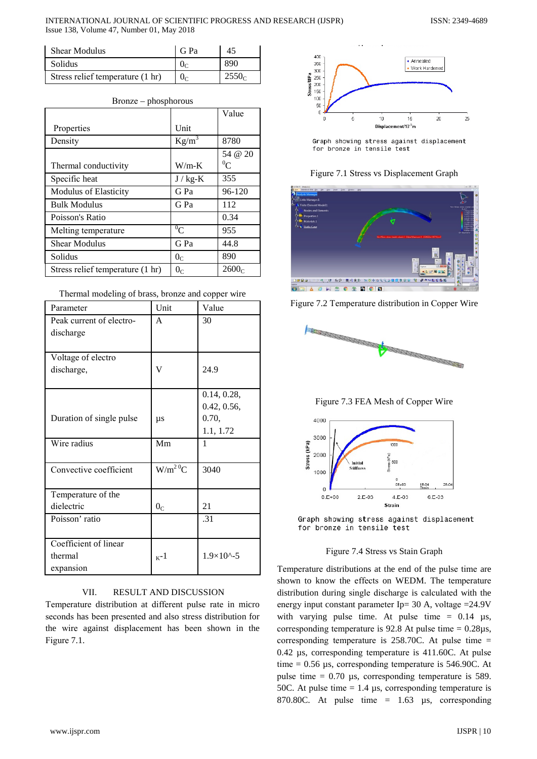| Shear Modulus | G Pa | 45 |
|---|---|---|
| Solidus | $0_C$ | 890 |
| Stress relief temperature (1 hr) | $0_C$ | $2550_C$ |

Bronze – phosphorous

| Properties | Unit | Value |
|---|---|---|
| Density | $Kg/m^3$ | 8780 |
| Thermal conductivity | W/m-K | 54 @ 20 $^0C$ |
| Specific heat | J / kg-K | 355 |
| Modulus of Elasticity | G Pa | 96-120 |
| Bulk Modulus | G Pa | 112 |
| Poisson's Ratio | | 0.34 |
| Melting temperature | $^0C$ | 955 |
| Shear Modulus | G Pa | 44.8 |
| Solidus | $0_C$ | 890 |
| Stress relief temperature (1 hr) | $0_C$ | $2600_C$ |

Thermal modeling of brass, bronze and copper wire

| Parameter | Unit | Value |
|---|---|---|
| Peak current of electro-discharge | A | 30 |
| Voltage of electro discharge, | V | 24.9 |
| Duration of single pulse | µs | 0.14, 0.28, 0.42, 0.56, 0.70, 1.1, 1.72 |
| Wire radius | Mm | 1 |
| Convective coefficient | $W/m^2 {}^0C$ | 3040 |
| Temperature of the dielectric | $0_C$ | 21 |
| Poisson' ratio | | .31 |
| Coefficient of linear thermal expansion | $K^{-1}$ | 1.9×10^-5 |

## VII. RESULT AND DISCUSSION

Temperature distribution at different pulse rate in micro seconds has been presented and also stress distribution for the wire against displacement has been shown in the Figure 7.1.

Graph showing stress against displacement for bronze in tensile test

Figure 7.1 Stress vs Displacement Graph

Figure 7.2 Temperature distribution in Copper Wire

Figure 7.3 FEA Mesh of Copper Wire

Graph showing stress against displacement for bronze in tensile test

Figure 7.4 Stress vs Stain Graph

Temperature distributions at the end of the pulse time are shown to know the effects on WEDM. The temperature distribution during single discharge is calculated with the energy input constant parameter Ip= 30 A, voltage =24.9V with varying pulse time. At pulse time = 0.14 µs, corresponding temperature is 92.8 At pulse time = 0.28µs, corresponding temperature is 258.70C. At pulse time = 0.42 µs, corresponding temperature is 411.60C. At pulse time = 0.56 µs, corresponding temperature is 546.90C. At pulse time = 0.70 µs, corresponding temperature is 589. 50C. At pulse time = 1.4 µs, corresponding temperature is 870.80C. At pulse time = 1.63 µs, corresponding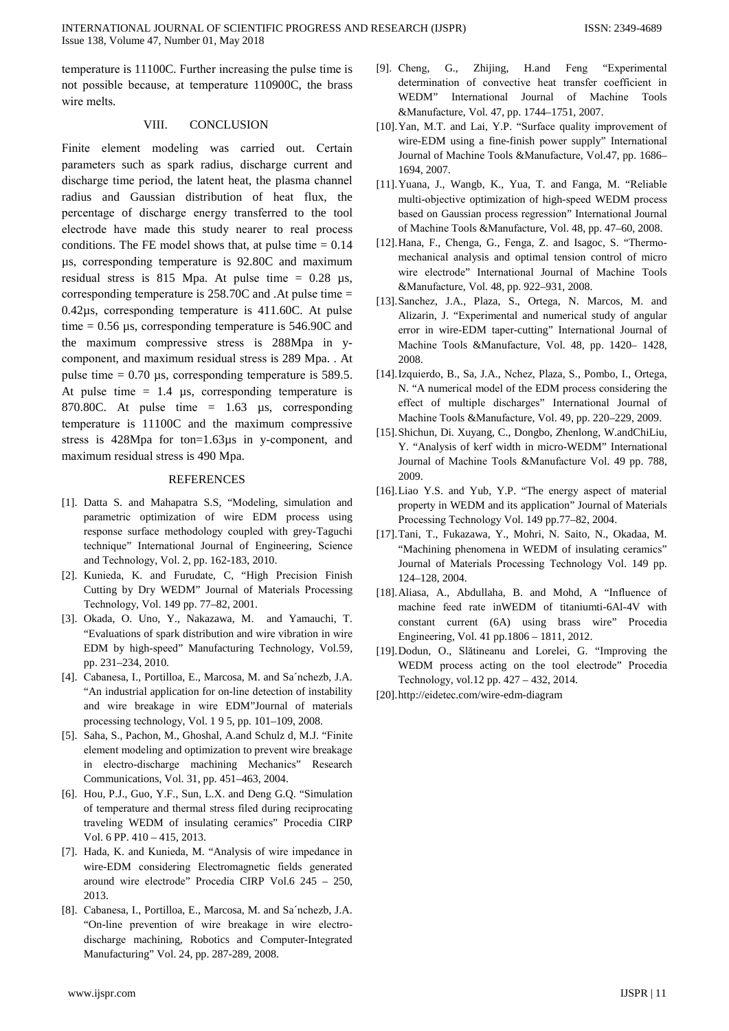temperature is 11100C. Further increasing the pulse time is not possible because, at temperature 110900C, the brass wire melts.

## VIII. CONCLUSION

Finite element modeling was carried out. Certain parameters such as spark radius, discharge current and discharge time period, the latent heat, the plasma channel radius and Gaussian distribution of heat flux, the percentage of discharge energy transferred to the tool electrode have made this study nearer to real process conditions. The FE model shows that, at pulse time = 0.14 µs, corresponding temperature is 92.80C and maximum residual stress is 815 Mpa. At pulse time = 0.28 µs, corresponding temperature is 258.70C and .At pulse time = 0.42µs, corresponding temperature is 411.60C. At pulse time = 0.56 µs, corresponding temperature is 546.90C and the maximum compressive stress is 288Mpa in y-component, and maximum residual stress is 289 Mpa. . At pulse time = 0.70 µs, corresponding temperature is 589.5. At pulse time = 1.4 µs, corresponding temperature is 870.80C. At pulse time = 1.63 µs, corresponding temperature is 11100C and the maximum compressive stress is 428Mpa for ton=1.63µs in y-component, and maximum residual stress is 490 Mpa.

## REFERENCES

[1]. Datta S. and Mahapatra S.S, "Modeling, simulation and parametric optimization of wire EDM process using response surface methodology coupled with grey-Taguchi technique" International Journal of Engineering, Science and Technology, Vol. 2, pp. 162-183, 2010.

[2]. Kunieda, K. and Furudate, C, "High Precision Finish Cutting by Dry WEDM" Journal of Materials Processing Technology, Vol. 149 pp. 77–82, 2001.

[3]. Okada, O. Uno, Y., Nakazawa, M. and Yamauchi, T. "Evaluations of spark distribution and wire vibration in wire EDM by high-speed" Manufacturing Technology, Vol.59, pp. 231–234, 2010.

[4]. Cabanesa, I., Portilloa, E., Marcosa, M. and Sa´nchezb, J.A. "An industrial application for on-line detection of instability and wire breakage in wire EDM"Journal of materials processing technology, Vol. 1 9 5, pp. 101–109, 2008.

[5]. Saha, S., Pachon, M., Ghoshal, A.and Schulz d, M.J. "Finite element modeling and optimization to prevent wire breakage in electro-discharge machining Mechanics" Research Communications, Vol. 31, pp. 451–463, 2004.

[6]. Hou, P.J., Guo, Y.F., Sun, L.X. and Deng G.Q. "Simulation of temperature and thermal stress filed during reciprocating traveling WEDM of insulating ceramics" Procedia CIRP Vol. 6 PP. 410 – 415, 2013.

[7]. Hada, K. and Kunieda, M. "Analysis of wire impedance in wire-EDM considering Electromagnetic fields generated around wire electrode" Procedia CIRP Vol.6 245 – 250, 2013.

[8]. Cabanesa, I., Portilloa, E., Marcosa, M. and Sa´nchezb, J.A. "On-line prevention of wire breakage in wire electro-discharge machining, Robotics and Computer-Integrated Manufacturing" Vol. 24, pp. 287-289, 2008.

[9]. Cheng, G., Zhijing, H.and Feng "Experimental determination of convective heat transfer coefficient in WEDM" International Journal of Machine Tools &Manufacture, Vol. 47, pp. 1744–1751, 2007.

[10]. Yan, M.T. and Lai, Y.P. "Surface quality improvement of wire-EDM using a fine-finish power supply" International Journal of Machine Tools &Manufacture, Vol.47, pp. 1686–1694, 2007.

[11]. Yuana, J., Wangb, K., Yua, T. and Fanga, M. "Reliable multi-objective optimization of high-speed WEDM process based on Gaussian process regression" International Journal of Machine Tools &Manufacture, Vol. 48, pp. 47–60, 2008.

[12]. Hana, F., Chenga, G., Fenga, Z. and Isagoc, S. "Thermo-mechanical analysis and optimal tension control of micro wire electrode" International Journal of Machine Tools &Manufacture, Vol. 48, pp. 922–931, 2008.

[13]. Sanchez, J.A., Plaza, S., Ortega, N. Marcos, M. and Alizarin, J. "Experimental and numerical study of angular error in wire-EDM taper-cutting" International Journal of Machine Tools &Manufacture, Vol. 48, pp. 1420– 1428, 2008.

[14]. Izquierdo, B., Sa, J.A., Nchez, Plaza, S., Pombo, I., Ortega, N. "A numerical model of the EDM process considering the effect of multiple discharges" International Journal of Machine Tools &Manufacture, Vol. 49, pp. 220–229, 2009.

[15]. Shichun, Di. Xuyang, C., Dongbo, Zhenlong, W.andChiLiu, Y. "Analysis of kerf width in micro-WEDM" International Journal of Machine Tools &Manufacture Vol. 49 pp. 788, 2009.

[16]. Liao Y.S. and Yub, Y.P. "The energy aspect of material property in WEDM and its application" Journal of Materials Processing Technology Vol. 149 pp.77–82, 2004.

[17]. Tani, T., Fukazawa, Y., Mohri, N. Saito, N., Okadaa, M. "Machining phenomena in WEDM of insulating ceramics" Journal of Materials Processing Technology Vol. 149 pp. 124–128, 2004.

[18]. Aliasa, A., Abdullaha, B. and Mohd, A "Influence of machine feed rate inWEDM of titaniumti-6Al-4V with constant current (6A) using brass wire" Procedia Engineering, Vol. 41 pp.1806 – 1811, 2012.

[19]. Dodun, O., Slătineanu and Lorelei, G. "Improving the WEDM process acting on the tool electrode" Procedia Technology, vol.12 pp. 427 – 432, 2014.

[20]. http://eidetec.com/wire-edm-diagram